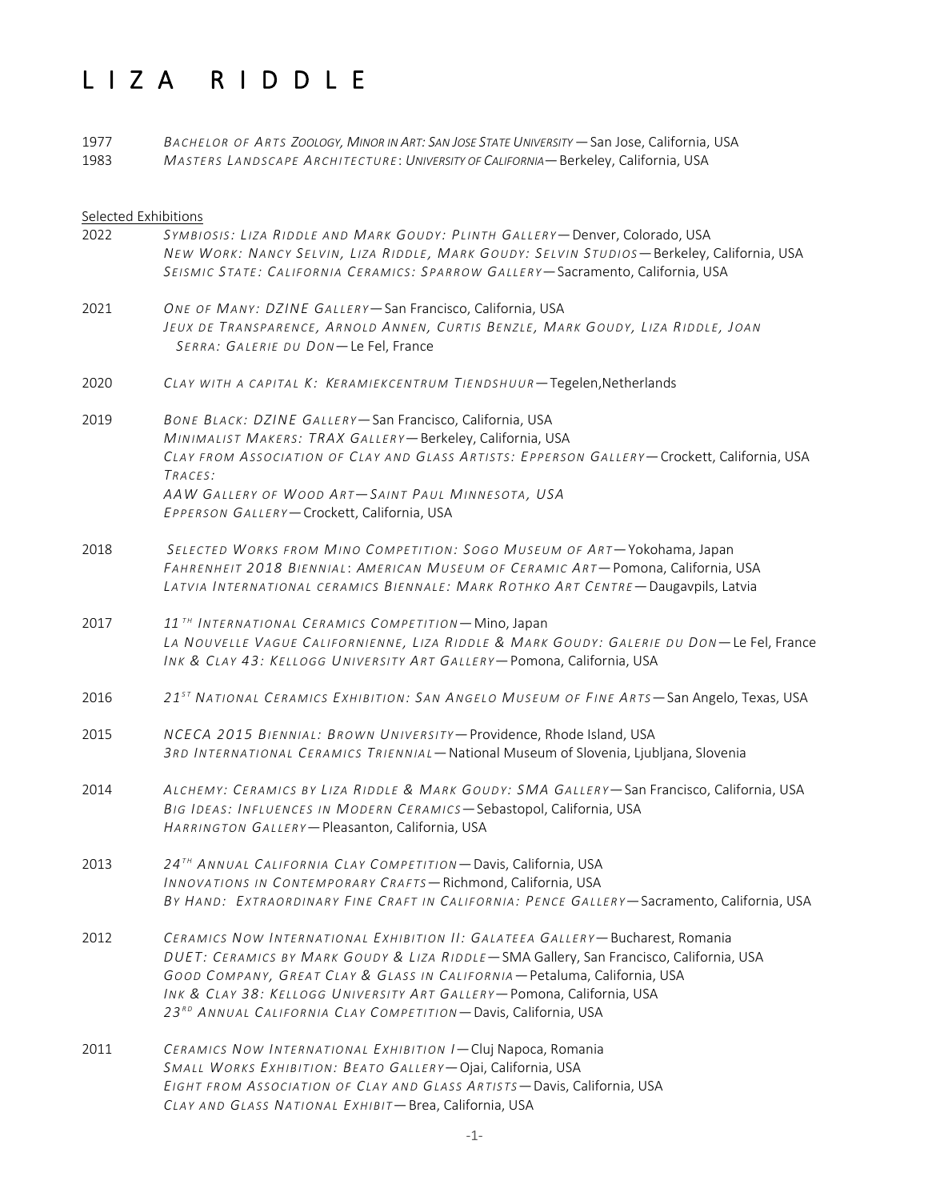# L I Z A  R I D D L E

1977 *Bachelor of Arts Zoology, Minor in Art: San Jose State University* — San Jose, California, USA
1983 *Masters Landscape Architecture: University of California* — Berkeley, California, USA

Selected Exhibitions

2022
*Symbiosis: Liza Riddle and Mark Goudy: Plinth Gallery* — Denver, Colorado, USA
*New Work: Nancy Selvin, Liza Riddle, Mark Goudy: Selvin Studios* — Berkeley, California, USA
*Seismic State: California Ceramics: Sparrow Gallery* — Sacramento, California, USA

2021
*One of Many: DZINE Gallery* — San Francisco, California, USA
*Jeux de Transparence, Arnold Annen, Curtis Benzle, Mark Goudy, Liza Riddle, Joan Serra: Galerie du Don* — Le Fel, France

2020
*Clay with a capital K: Keramiekcentrum Tiendshuur* — Tegelen,Netherlands

2019
*Bone Black: DZINE Gallery* — San Francisco, California, USA
*Minimalist Makers: TRAX Gallery* — Berkeley, California, USA
*Clay from Association of Clay and Glass Artists: Epperson Gallery* — Crockett, California, USA
*Traces:*
*AAW Gallery of Wood Art — Saint Paul Minnesota, USA*
*Epperson Gallery* — Crockett, California, USA

2018
*Selected Works from Mino Competition: Sogo Museum of Art* — Yokohama, Japan
*Fahrenheit 2018 Biennial: American Museum of Ceramic Art* — Pomona, California, USA
*Latvia International ceramics Biennale: Mark Rothko Art Centre* — Daugavpils, Latvia

2017
*11th International Ceramics Competition* — Mino, Japan
*La Nouvelle Vague Californienne, Liza Riddle & Mark Goudy: Galerie du Don* — Le Fel, France
*Ink & Clay 43: Kellogg University Art Gallery* — Pomona, California, USA

2016
*21st National Ceramics Exhibition: San Angelo Museum of Fine Arts* — San Angelo, Texas, USA

2015
*NCECA 2015 Biennial: Brown University* — Providence, Rhode Island, USA
*3rd International Ceramics Triennial* — National Museum of Slovenia, Ljubljana, Slovenia

2014
*Alchemy: Ceramics by Liza Riddle & Mark Goudy: SMA Gallery* — San Francisco, California, USA
*Big Ideas: Influences in Modern Ceramics* — Sebastopol, California, USA
*Harrington Gallery* — Pleasanton, California, USA

2013
*24th Annual California Clay Competition* — Davis, California, USA
*Innovations in Contemporary Crafts* — Richmond, California, USA
*By Hand: Extraordinary Fine Craft in California: Pence Gallery* — Sacramento, California, USA

2012
*Ceramics Now International Exhibition II: Galateea Gallery* — Bucharest, Romania
*DUET: Ceramics by Mark Goudy & Liza Riddle* — SMA Gallery, San Francisco, California, USA
*Good Company, Great Clay & Glass in California* — Petaluma, California, USA
*Ink & Clay 38: Kellogg University Art Gallery* — Pomona, California, USA
*23rd Annual California Clay Competition* — Davis, California, USA

2011
*Ceramics Now International Exhibition I* — Cluj Napoca, Romania
*Small Works Exhibition: Beato Gallery* — Ojai, California, USA
*Eight from Association of Clay and Glass Artists* — Davis, California, USA
*Clay and Glass National Exhibit* — Brea, California, USA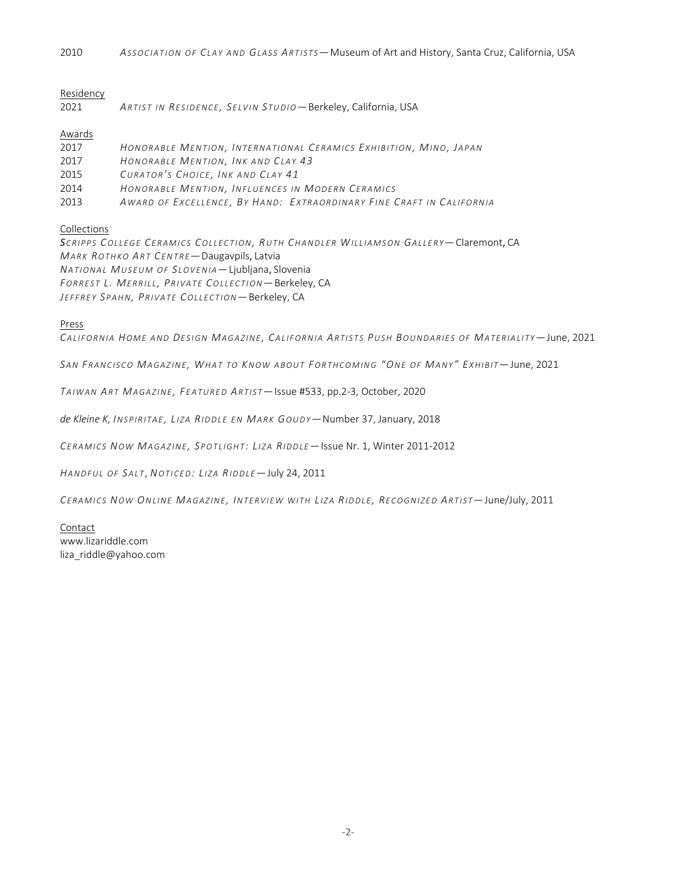2010 *Association of Clay and Glass Artists*—Museum of Art and History, Santa Cruz, California, USA

Residency

2021 *Artist in Residence, Selvin Studio*—Berkeley, California, USA

Awards

2017 *Honorable Mention, International Ceramics Exhibition, Mino, Japan*

2017 *Honorable Mention, Ink and Clay 43*

2015 *Curator's Choice, Ink and Clay 41*

2014 *Honorable Mention, Influences in Modern Ceramics*

2013 *Award of Excellence, By Hand: Extraordinary Fine Craft in California*

Collections

*Scripps College Ceramics Collection, Ruth Chandler Williamson Gallery*—Claremont, CA

*Mark Rothko Art Centre*—Daugavpils, Latvia

*National Museum of Slovenia*—Ljubljana, Slovenia

*Forrest L. Merrill, Private Collection*—Berkeley, CA

*Jeffrey Spahn, Private Collection*—Berkeley, CA

Press

*California Home and Design Magazine, California Artists Push Boundaries of Materiality*—June, 2021

*San Francisco Magazine, What to Know about Forthcoming "One of Many" Exhibit*—June, 2021

*Taiwan Art Magazine, Featured Artist*—Issue #533, pp.2-3, October, 2020

*de Kleine K, Inspiritae, Liza Riddle en Mark Goudy*—Number 37, January, 2018

*Ceramics Now Magazine, Spotlight: Liza Riddle*—Issue Nr. 1, Winter 2011-2012

*Handful of Salt, Noticed: Liza Riddle*—July 24, 2011

*Ceramics Now Online Magazine, Interview with Liza Riddle, Recognized Artist*—June/July, 2011

Contact

www.lizariddle.com

liza_riddle@yahoo.com